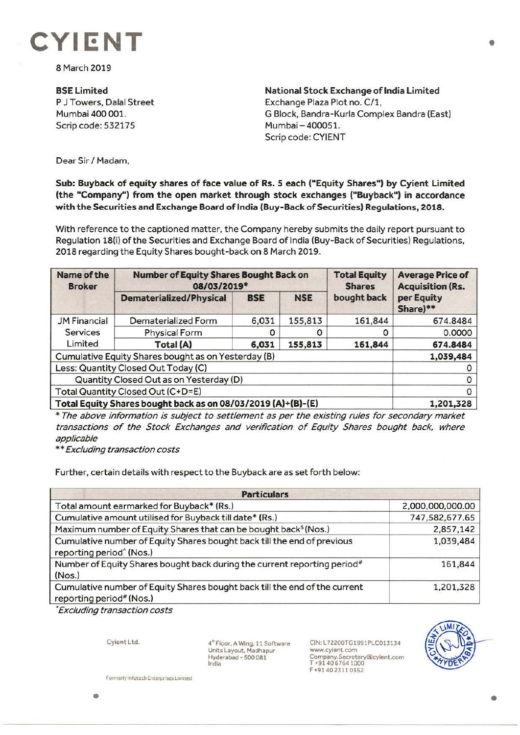# CYIENT

8 March 2019

**BSE Limited**
P J Towers, Dalal Street
Mumbai 400 001.
Scrip code: 532175

**National Stock Exchange of India Limited**
Exchange Plaza Plot no. C/1,
G Block, Bandra-Kurla Complex Bandra (East)
Mumbai – 400051.
Scrip code: CYIENT

Dear Sir / Madam,

**Sub: Buyback of equity shares of face value of Rs. 5 each ("Equity Shares") by Cyient Limited (the "Company") from the open market through stock exchanges ("Buyback") in accordance with the Securities and Exchange Board of India (Buy-Back of Securities) Regulations, 2018.**

With reference to the captioned matter, the Company hereby submits the daily report pursuant to Regulation 18(i) of the Securities and Exchange Board of India (Buy-Back of Securities) Regulations, 2018 regarding the Equity Shares bought-back on 8 March 2019.

| Name of the Broker | Number of Equity Shares Bought Back on 08/03/2019* | | | Total Equity Shares bought back | Average Price of Acquisition (Rs. per Equity Share)** |
|---|---|---|---|---|---|
| | Dematerialized/Physical | BSE | NSE | | |
| JM Financial Services Limited | Dematerialized Form | 6,031 | 155,813 | 161,844 | 674.8484 |
| | Physical Form | 0 | 0 | 0 | 0.0000 |
| | **Total (A)** | **6,031** | **155,813** | **161,844** | **674.8484** |
| Cumulative Equity Shares bought as on Yesterday (B) | | | | | **1,039,484** |
| Less: Quantity Closed Out Today (C) | | | | | 0 |
| Quantity Closed Out as on Yesterday (D) | | | | | 0 |
| Total Quantity Closed Out (C+D=E) | | | | | 0 |
| **Total Equity Shares bought back as on 08/03/2019 (A)+(B)-(E)** | | | | | **1,201,328** |

*\* The above information is subject to settlement as per the existing rules for secondary market transactions of the Stock Exchanges and verification of Equity Shares bought back, where applicable*

*\*\* Excluding transaction costs*

Further, certain details with respect to the Buyback are as set forth below:

| Particulars | |
|---|---|
| Total amount earmarked for Buyback* (Rs.) | 2,000,000,000.00 |
| Cumulative amount utilised for Buyback till date* (Rs.) | 747,582,677.65 |
| Maximum number of Equity Shares that can be bought back$ (Nos.) | 2,857,142 |
| Cumulative number of Equity Shares bought back till the end of previous reporting period^ (Nos.) | 1,039,484 |
| Number of Equity Shares bought back during the current reporting period# (Nos.) | 161,844 |
| Cumulative number of Equity Shares bought back till the end of the current reporting period# (Nos.) | 1,201,328 |

*\*Excluding transaction costs*

Cyient Ltd.

4th Floor, A Wing, 11 Software Units Layout, Madhapur Hyderabad - 500 081 India

CIN: L72200TG1991PLC013134
www.cyient.com
Company.Secretary@cyient.com
T +91 40 6764 1000
F +91 40 2311 0352

Formerly Infotech Enterprises Limited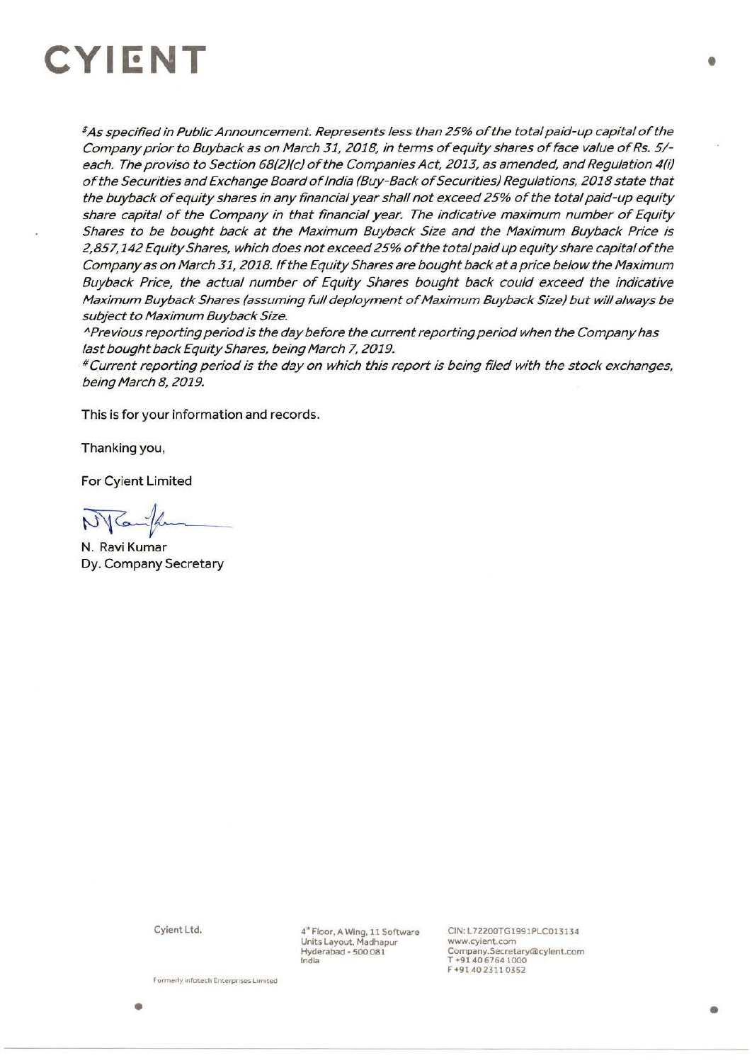# CYIENT

*[$]As specified in Public Announcement. Represents less than 25% of the total paid-up capital of the Company prior to Buyback as on March 31, 2018, in terms of equity shares of face value of Rs. 5/- each. The proviso to Section 68(2)(c) of the Companies Act, 2013, as amended, and Regulation 4(i) of the Securities and Exchange Board of India (Buy-Back of Securities) Regulations, 2018 state that the buyback of equity shares in any financial year shall not exceed 25% of the total paid-up equity share capital of the Company in that financial year. The indicative maximum number of Equity Shares to be bought back at the Maximum Buyback Size and the Maximum Buyback Price is 2,857,142 Equity Shares, which does not exceed 25% of the total paid up equity share capital of the Company as on March 31, 2018. If the Equity Shares are bought back at a price below the Maximum Buyback Price, the actual number of Equity Shares bought back could exceed the indicative Maximum Buyback Shares (assuming full deployment of Maximum Buyback Size) but will always be subject to Maximum Buyback Size.*

*[^]Previous reporting period is the day before the current reporting period when the Company has last bought back Equity Shares, being March 7, 2019.*

*[#]Current reporting period is the day on which this report is being filed with the stock exchanges, being March 8, 2019.*

This is for your information and records.

Thanking you,

For Cyient Limited

N. Ravi Kumar
Dy. Company Secretary

Cyient Ltd.

4th Floor, A Wing, 11 Software Units Layout, Madhapur Hyderabad - 500 081 India

CIN: L72200TG1991PLC013134
www.cyient.com
Company.Secretary@cyient.com
T +91 40 6764 1000
F +91 40 2311 0352

Formerly Infotech Enterprises Limited